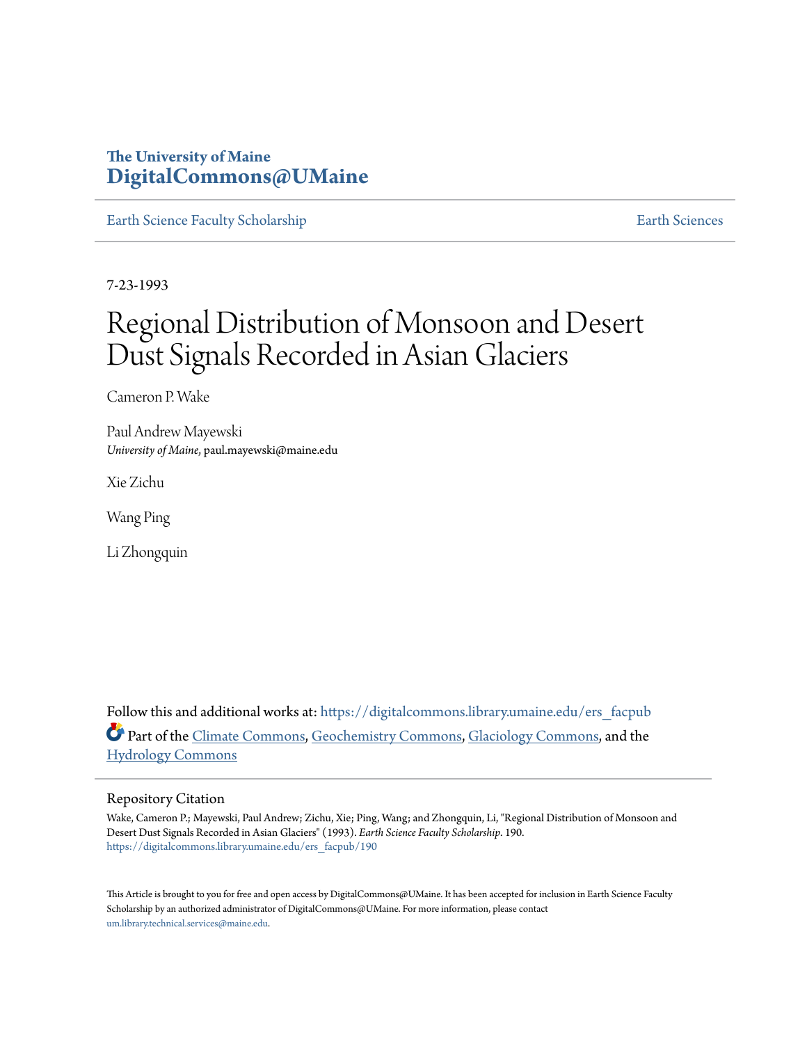The University of Maine
**DigitalCommons@UMaine**

Earth Science Faculty Scholarship | Earth Sciences

7-23-1993

# Regional Distribution of Monsoon and Desert Dust Signals Recorded in Asian Glaciers

Cameron P. Wake

Paul Andrew Mayewski
*University of Maine*, paul.mayewski@maine.edu

Xie Zichu

Wang Ping

Li Zhongquin

Follow this and additional works at: https://digitalcommons.library.umaine.edu/ers_facpub

Part of the Climate Commons, Geochemistry Commons, Glaciology Commons, and the Hydrology Commons

## Repository Citation

Wake, Cameron P.; Mayewski, Paul Andrew; Zichu, Xie; Ping, Wang; and Zhongquin, Li, "Regional Distribution of Monsoon and Desert Dust Signals Recorded in Asian Glaciers" (1993). *Earth Science Faculty Scholarship*. 190.
https://digitalcommons.library.umaine.edu/ers_facpub/190

This Article is brought to you for free and open access by DigitalCommons@UMaine. It has been accepted for inclusion in Earth Science Faculty Scholarship by an authorized administrator of DigitalCommons@UMaine. For more information, please contact um.library.technical.services@maine.edu.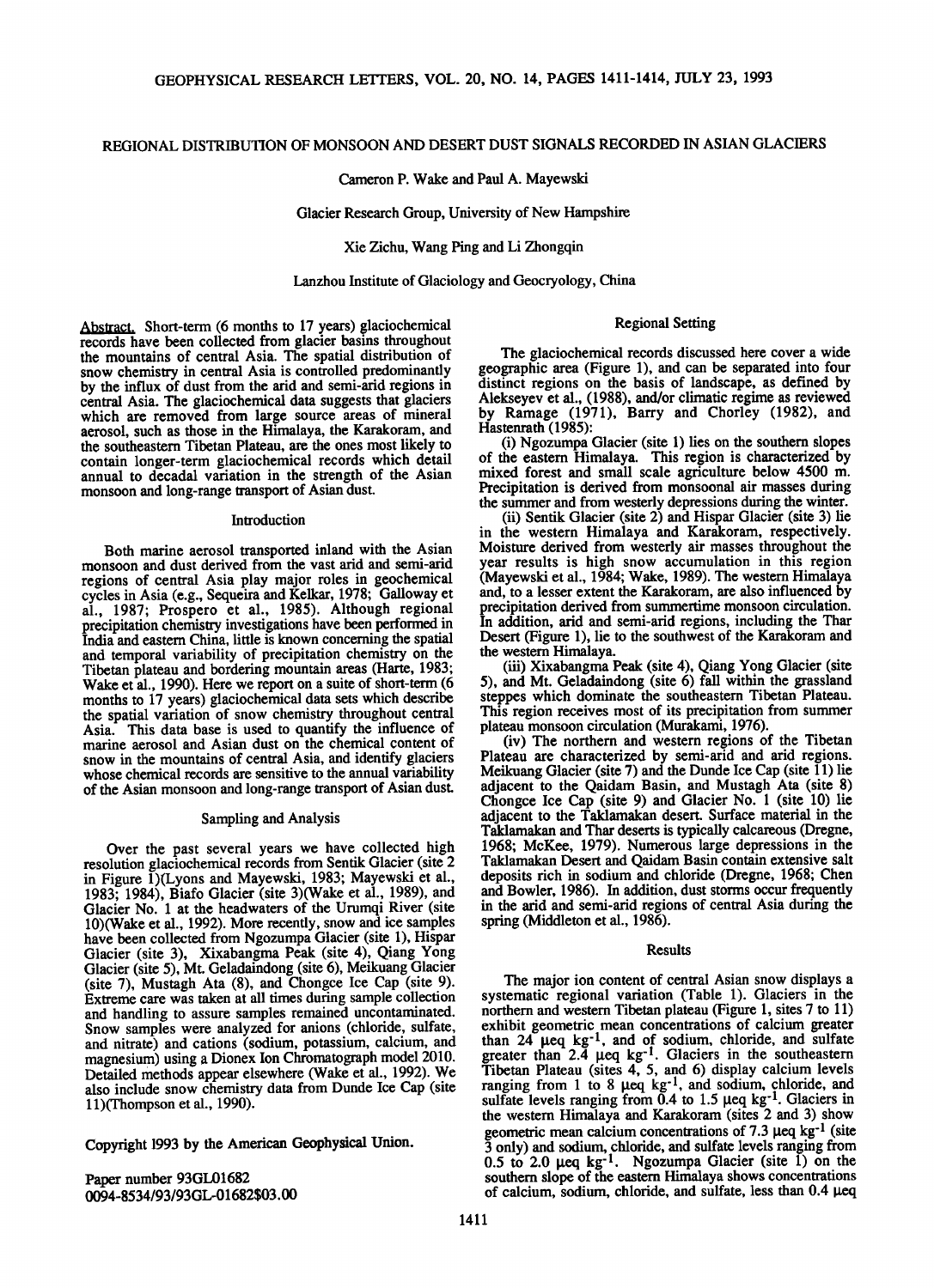# REGIONAL DISTRIBUTION OF MONSOON AND DESERT DUST SIGNALS RECORDED IN ASIAN GLACIERS

Cameron P. Wake and Paul A. Mayewski

Glacier Research Group, University of New Hampshire

Xie Zichu, Wang Ping and Li Zhongqin

Lanzhou Institute of Glaciology and Geocryology, China

**Abstract.** Short-term (6 months to 17 years) glaciochemical records have been collected from glacier basins throughout the mountains of central Asia. The spatial distribution of snow chemistry in central Asia is controlled predominantly by the influx of dust from the arid and semi-arid regions in central Asia. The glaciochemical data suggests that glaciers which are removed from large source areas of mineral aerosol, such as those in the Himalaya, the Karakoram, and the southeastern Tibetan Plateau, are the ones most likely to contain longer-term glaciochemical records which detail annual to decadal variation in the strength of the Asian monsoon and long-range transport of Asian dust.

## Introduction

Both marine aerosol transported inland with the Asian monsoon and dust derived from the vast arid and semi-arid regions of central Asia play major roles in geochemical cycles in Asia (e.g., Sequeira and Kelkar, 1978; Galloway et al., 1987; Prospero et al., 1985). Although regional precipitation chemistry investigations have been performed in India and eastern China, little is known concerning the spatial and temporal variability of precipitation chemistry on the Tibetan plateau and bordering mountain areas (Harte, 1983; Wake et al., 1990). Here we report on a suite of short-term (6 months to 17 years) glaciochemical data sets which describe the spatial variation of snow chemistry throughout central Asia. This data base is used to quantify the influence of marine aerosol and Asian dust on the chemical content of snow in the mountains of central Asia, and identify glaciers whose chemical records are sensitive to the annual variability of the Asian monsoon and long-range transport of Asian dust.

## Sampling and Analysis

Over the past several years we have collected high resolution glaciochemical records from Sentik Glacier (site 2 in Figure 1)(Lyons and Mayewski, 1983; Mayewski et al., 1983; 1984), Biafo Glacier (site 3)(Wake et al., 1989), and Glacier No. 1 at the headwaters of the Urumqi River (site 10)(Wake et al., 1992). More recently, snow and ice samples have been collected from Ngozumpa Glacier (site 1), Hispar Glacier (site 3), Xixabangma Peak (site 4), Qiang Yong Glacier (site 5), Mt. Geladaindong (site 6), Meikuang Glacier (site 7), Mustagh Ata (8), and Chongce Ice Cap (site 9). Extreme care was taken at all times during sample collection and handling to assure samples remained uncontaminated. Snow samples were analyzed for anions (chloride, sulfate, and nitrate) and cations (sodium, potassium, calcium, and magnesium) using a Dionex Ion Chromatograph model 2010. Detailed methods appear elsewhere (Wake et al., 1992). We also include snow chemistry data from Dunde Ice Cap (site 11)(Thompson et al., 1990).

Copyright 1993 by the American Geophysical Union.

Paper number 93GL01682
0094-8534/93/93GL-01682$03.00

## Regional Setting

The glaciochemical records discussed here cover a wide geographic area (Figure 1), and can be separated into four distinct regions on the basis of landscape, as defined by Alekseyev et al., (1988), and/or climatic regime as reviewed by Ramage (1971), Barry and Chorley (1982), and Hastenrath (1985):

(i) Ngozumpa Glacier (site 1) lies on the southern slopes of the eastern Himalaya. This region is characterized by mixed forest and small scale agriculture below 4500 m. Precipitation is derived from monsoonal air masses during the summer and from westerly depressions during the winter.

(ii) Sentik Glacier (site 2) and Hispar Glacier (site 3) lie in the western Himalaya and Karakoram, respectively. Moisture derived from westerly air masses throughout the year results in high snow accumulation in this region (Mayewski et al., 1984; Wake, 1989). The western Himalaya and, to a lesser extent the Karakoram, are also influenced by precipitation derived from summertime monsoon circulation. In addition, arid and semi-arid regions, including the Thar Desert (Figure 1), lie to the southwest of the Karakoram and the western Himalaya.

(iii) Xixabangma Peak (site 4), Qiang Yong Glacier (site 5), and Mt. Geladaindong (site 6) fall within the grassland steppes which dominate the southeastern Tibetan Plateau. This region receives most of its precipitation from summer plateau monsoon circulation (Murakami, 1976).

(iv) The northern and western regions of the Tibetan Plateau are characterized by semi-arid and arid regions. Meikuang Glacier (site 7) and the Dunde Ice Cap (site 11) lie adjacent to the Qaidam Basin, and Mustagh Ata (site 8) Chongce Ice Cap (site 9) and Glacier No. 1 (site 10) lie adjacent to the Taklamakan desert. Surface material in the Taklamakan and Thar deserts is typically calcareous (Dregne, 1968; McKee, 1979). Numerous large depressions in the Taklamakan Desert and Qaidam Basin contain extensive salt deposits rich in sodium and chloride (Dregne, 1968; Chen and Bowler, 1986). In addition, dust storms occur frequently in the arid and semi-arid regions of central Asia during the spring (Middleton et al., 1986).

## Results

The major ion content of central Asian snow displays a systematic regional variation (Table 1). Glaciers in the northern and western Tibetan plateau (Figure 1, sites 7 to 11) exhibit geometric mean concentrations of calcium greater than 24 $\mu$eq kg$^{-1}$, and of sodium, chloride, and sulfate greater than 2.4 $\mu$eq kg$^{-1}$. Glaciers in the southeastern Tibetan Plateau (sites 4, 5, and 6) display calcium levels ranging from 1 to 8 $\mu$eq kg$^{-1}$, and sodium, chloride, and sulfate levels ranging from 0.4 to 1.5 $\mu$eq kg$^{-1}$. Glaciers in the western Himalaya and Karakoram (sites 2 and 3) show geometric mean calcium concentrations of 7.3 $\mu$eq kg$^{-1}$ (site 3 only) and sodium, chloride, and sulfate levels ranging from 0.5 to 2.0 $\mu$eq kg$^{-1}$. Ngozumpa Glacier (site 1) on the southern slope of the eastern Himalaya shows concentrations of calcium, sodium, chloride, and sulfate, less than 0.4 $\mu$eq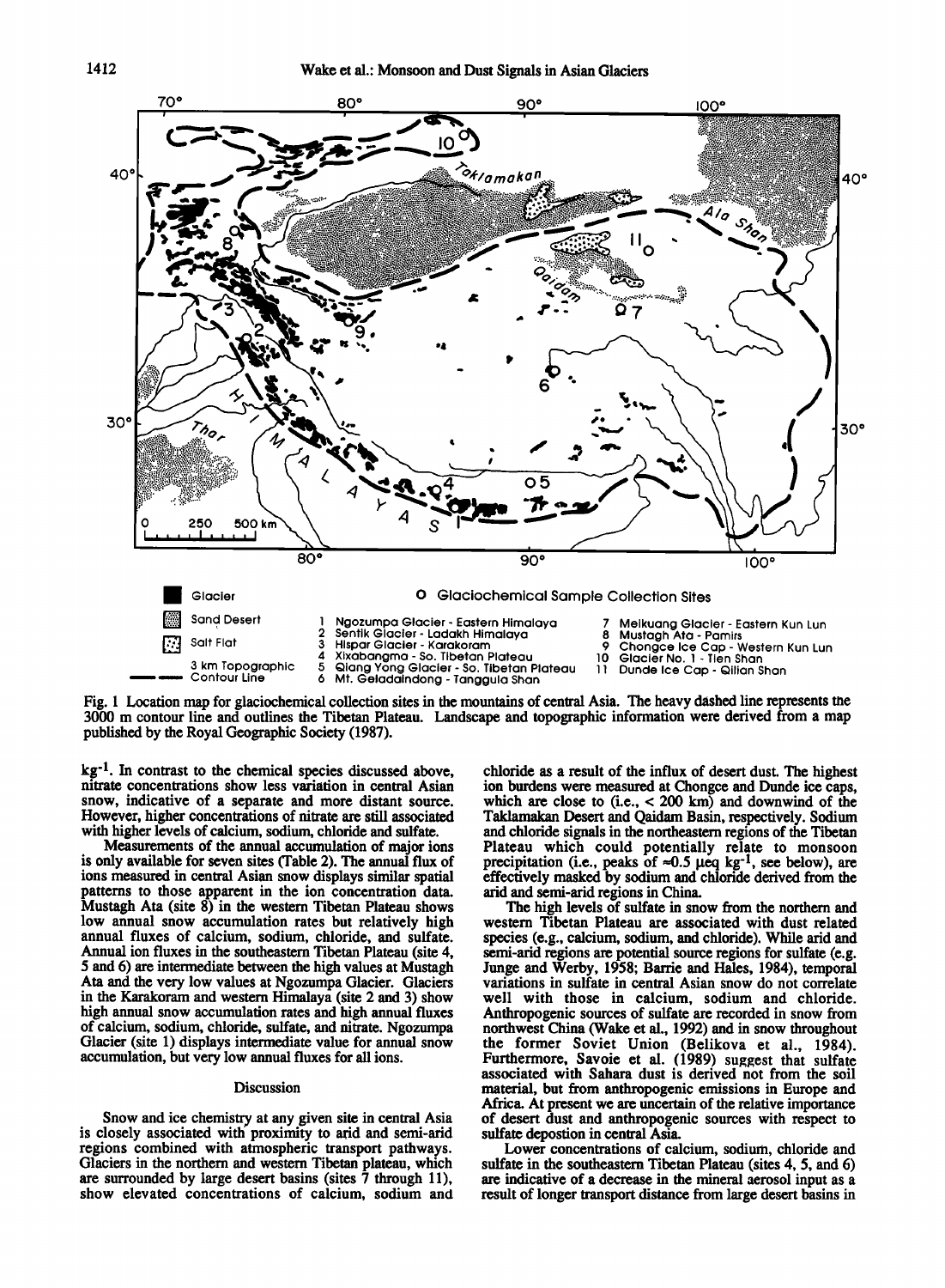Fig. 1 Location map for glaciochemical collection sites in the mountains of central Asia. The heavy dashed line represents the 3000 m contour line and outlines the Tibetan Plateau. Landscape and topographic information were derived from a map published by the Royal Geographic Society (1987).

$kg^{-1}$. In contrast to the chemical species discussed above, nitrate concentrations show less variation in central Asian snow, indicative of a separate and more distant source. However, higher concentrations of nitrate are still associated with higher levels of calcium, sodium, chloride and sulfate.

Measurements of the annual accumulation of major ions is only available for seven sites (Table 2). The annual flux of ions measured in central Asian snow displays similar spatial patterns to those apparent in the ion concentration data. Mustagh Ata (site 8) in the western Tibetan Plateau shows low annual snow accumulation rates but relatively high annual fluxes of calcium, sodium, chloride, and sulfate. Annual ion fluxes in the southeastern Tibetan Plateau (site 4, 5 and 6) are intermediate between the high values at Mustagh Ata and the very low values at Ngozumpa Glacier. Glaciers in the Karakoram and western Himalaya (site 2 and 3) show high annual snow accumulation rates and high annual fluxes of calcium, sodium, chloride, sulfate, and nitrate. Ngozumpa Glacier (site 1) displays intermediate value for annual snow accumulation, but very low annual fluxes for all ions.

## Discussion

Snow and ice chemistry at any given site in central Asia is closely associated with proximity to arid and semi-arid regions combined with atmospheric transport pathways. Glaciers in the northern and western Tibetan plateau, which are surrounded by large desert basins (sites 7 through 11), show elevated concentrations of calcium, sodium and chloride as a result of the influx of desert dust. The highest ion burdens were measured at Chongce and Dunde ice caps, which are close to (i.e., < 200 km) and downwind of the Taklamakan Desert and Qaidam Basin, respectively. Sodium and chloride signals in the northeastern regions of the Tibetan Plateau which could potentially relate to monsoon precipitation (i.e., peaks of ≈0.5 μeq $kg^{-1}$, see below), are effectively masked by sodium and chloride derived from the arid and semi-arid regions in China.

The high levels of sulfate in snow from the northern and western Tibetan Plateau are associated with dust related species (e.g., calcium, sodium, and chloride). While arid and semi-arid regions are potential source regions for sulfate (e.g. Junge and Werby, 1958; Barrie and Hales, 1984), temporal variations in sulfate in central Asian snow do not correlate well with those in calcium, sodium and chloride. Anthropogenic sources of sulfate are recorded in snow from northwest China (Wake et al., 1992) and in snow throughout the former Soviet Union (Belikova et al., 1984). Furthermore, Savoie et al. (1989) suggest that sulfate associated with Sahara dust is derived not from the soil material, but from anthropogenic emissions in Europe and Africa. At present we are uncertain of the relative importance of desert dust and anthropogenic sources with respect to sulfate depostion in central Asia.

Lower concentrations of calcium, sodium, chloride and sulfate in the southeastern Tibetan Plateau (sites 4, 5, and 6) are indicative of a decrease in the mineral aerosol input as a result of longer transport distance from large desert basins in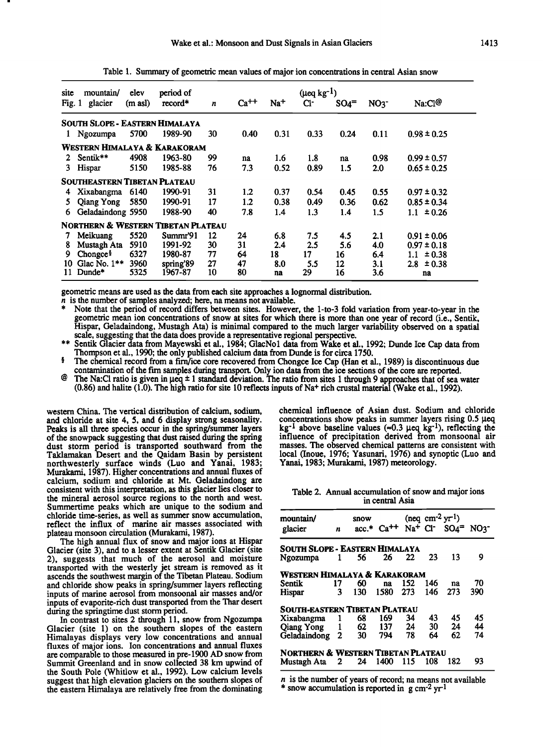Table 1. Summary of geometric mean values of major ion concentrations in central Asian snow

| site Fig. 1 | mountain/ glacier | elev (m asl) | period of record* | $n$ | $Ca^{++}$ | $Na^{+}$ | $Cl^{-}$ ($\mu$eq kg$^{-1}$) | $SO_4^{=}$ | $NO_3^{-}$ | Na:Cl@ |
|---|---|---|---|---|---|---|---|---|---|---|
| **SOUTH SLOPE - EASTERN HIMALAYA** | | | | | | | | | | |
| 1 | Ngozumpa | 5700 | 1989-90 | 30 | 0.40 | 0.31 | 0.33 | 0.24 | 0.11 | 0.98 ± 0.25 |
| **WESTERN HIMALAYA & KARAKORAM** | | | | | | | | | | |
| 2 | Sentik** | 4908 | 1963-80 | 99 | na | 1.6 | 1.8 | na | 0.98 | 0.99 ± 0.57 |
| 3 | Hispar | 5150 | 1985-88 | 76 | 7.3 | 0.52 | 0.89 | 1.5 | 2.0 | 0.65 ± 0.25 |
| **SOUTHEASTERN TIBETAN PLATEAU** | | | | | | | | | | |
| 4 | Xixabangma | 6140 | 1990-91 | 31 | 1.2 | 0.37 | 0.54 | 0.45 | 0.55 | 0.97 ± 0.32 |
| 5 | Qiang Yong | 5850 | 1990-91 | 17 | 1.2 | 0.38 | 0.49 | 0.36 | 0.62 | 0.85 ± 0.34 |
| 6 | Geladaindong | 5950 | 1988-90 | 40 | 7.8 | 1.4 | 1.3 | 1.4 | 1.5 | 1.1 ± 0.26 |
| **NORTHERN & WESTERN TIBETAN PLATEAU** | | | | | | | | | | |
| 7 | Meikuang | 5520 | Summr'91 | 12 | 24 | 6.8 | 7.5 | 4.5 | 2.1 | 0.91 ± 0.06 |
| 8 | Mustagh Ata | 5910 | 1991-92 | 30 | 31 | 2.4 | 2.5 | 5.6 | 4.0 | 0.97 ± 0.18 |
| 9 | Chongce§ | 6327 | 1980-87 | 77 | 64 | 18 | 17 | 16 | 6.4 | 1.1 ± 0.38 |
| 10 | Glac No. 1** | 3960 | spring'89 | 27 | 47 | 8.0 | 5.5 | 12 | 3.1 | 2.8 ± 0.38 |
| 11 | Dunde* | 5325 | 1967-87 | 10 | 80 | na | 29 | 16 | 3.6 | na |

geometric means are used as the data from each site approaches a lognormal distribution.

$n$ is the number of samples analyzed; here, na means not available.

\* Note that the period of record differs between sites. However, the 1-to-3 fold variation from year-to-year in the geometric mean ion concentrations of snow at sites for which there is more than one year of record (i.e., Sentik, Hispar, Geladaindong, Mustagh Ata) is minimal compared to the much larger variability observed on a spatial scale, suggesting that the data does provide a representative regional perspective.

\*\* Sentik Glacier data from Mayewski et al., 1984; GlacNo1 data from Wake et al., 1992; Dunde Ice Cap data from Thompson et al., 1990; the only published calcium data from Dunde is for circa 1750.

§ The chemical record from a firn/ice core recovered from Chongce Ice Cap (Han et al., 1989) is discontinuous due contamination of the firn samples during transport. Only ion data from the ice sections of the core are reported.

@ The Na:Cl ratio is given in μeq ± 1 standard deviation. The ratio from sites 1 through 9 approaches that of sea water (0.86) and halite (1.0). The high ratio for site 10 reflects inputs of $Na^{+}$ rich crustal material (Wake et al., 1992).

western China. The vertical distribution of calcium, sodium, and chloride at site 4, 5, and 6 display strong seasonality. Peaks is all three species occur in the spring/summer layers of the snowpack suggesting that dust raised during the spring dust storm period is transported southward from the Taklamakan Desert and the Qaidam Basin by persistent northwesterly surface winds (Luo and Yanai, 1983; Murakami, 1987). Higher concentrations and annual fluxes of calcium, sodium and chloride at Mt. Geladaindong are consistent with this interpretation, as this glacier lies closer to the mineral aerosol source regions to the north and west. Summertime peaks which are unique to the sodium and chloride time-series, as well as summer snow accumulation, reflect the influx of marine air masses associated with plateau monsoon circulation (Murakami, 1987).

The high annual flux of snow and major ions at Hispar Glacier (site 3), and to a lesser extent at Sentik Glacier (site 2), suggests that much of the aerosol and moisture transported with the westerly jet stream is removed as it ascends the southwest margin of the Tibetan Plateau. Sodium and chloride show peaks in spring/summer layers reflecting inputs of marine aerosol from monsoonal air masses and/or inputs of evaporite-rich dust transported from the Thar desert during the springtime dust storm period.

In contrast to sites 2 through 11, snow from Ngozumpa Glacier (site 1) on the southern slopes of the eastern Himalayas displays very low concentrations and annual fluxes of major ions. Ion concentrations and annual fluxes are comparable to those measured in pre-1900 AD snow from Summit Greenland and in snow collected 38 km upwind of the South Pole (Whitlow et al., 1992). Low calcium levels suggest that high elevation glaciers on the southern slopes of the eastern Himalaya are relatively free from the dominating chemical influence of Asian dust. Sodium and chloride concentrations show peaks in summer layers rising 0.5 μeq kg$^{-1}$ above baseline values (≈0.3 μeq kg$^{-1}$), reflecting the influence of precipitation derived from monsoonal air masses. The observed chemical patterns are consistent with local (Inoue, 1976; Yasunari, 1976) and synoptic (Luo and Yanai, 1983; Murakami, 1987) meteorology.

Table 2. Annual accumulation of snow and major ions in central Asia

| mountain/ glacier | $n$ | snow acc.* | $Ca^{++}$ | $Na^{+}$ | $Cl^{-}$ (neq cm$^{-2}$ yr$^{-1}$) | $SO_4^{=}$ | $NO_3^{-}$ |
|---|---|---|---|---|---|---|---|
| **SOUTH SLOPE - EASTERN HIMALAYA** | | | | | | | |
| Ngozumpa | 1 | 56 | 26 | 22 | 23 | 13 | 9 |
| **WESTERN HIMALAYA & KARAKORAM** | | | | | | | |
| Sentik | 17 | 60 | na | 152 | 146 | na | 70 |
| Hispar | 3 | 130 | 1580 | 273 | 146 | 273 | 390 |
| **SOUTH-EASTERN TIBETAN PLATEAU** | | | | | | | |
| Xixabangma | 1 | 68 | 169 | 34 | 43 | 45 | 45 |
| Qiang Yong | 1 | 62 | 137 | 24 | 30 | 24 | 44 |
| Geladaindong | 2 | 30 | 794 | 78 | 64 | 62 | 74 |
| **NORTHERN & WESTERN TIBETAN PLATEAU** | | | | | | | |
| Mustagh Ata | 2 | 24 | 1400 | 115 | 108 | 182 | 93 |

$n$ is the number of years of record; na means not available

\* snow accumulation is reported in g cm$^{-2}$ yr$^{-1}$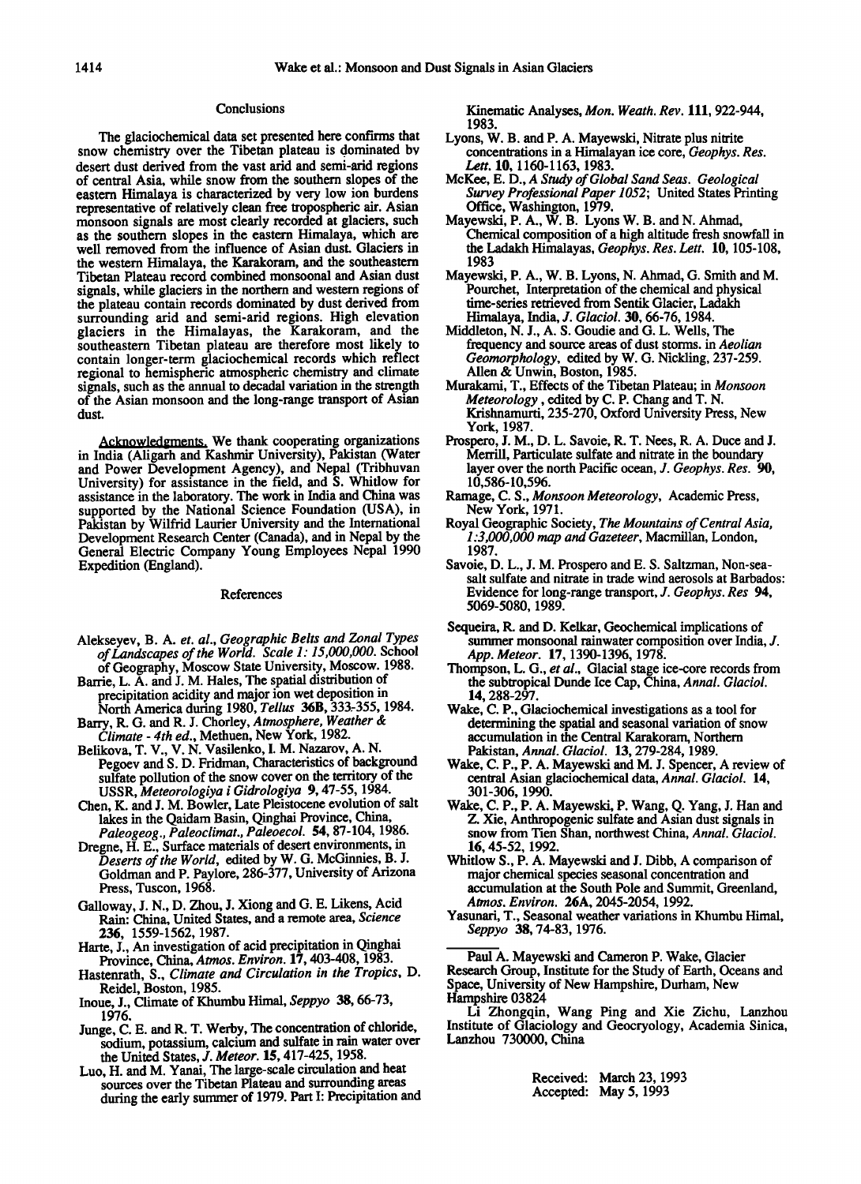## Conclusions

The glaciochemical data set presented here confirms that snow chemistry over the Tibetan plateau is dominated bv desert dust derived from the vast arid and semi-arid regions of central Asia, while snow from the southern slopes of the eastern Himalaya is characterized by very low ion burdens representative of relatively clean free tropospheric air. Asian monsoon signals are most clearly recorded at glaciers, such as the southern slopes in the eastern Himalaya, which are well removed from the influence of Asian dust. Glaciers in the western Himalaya, the Karakoram, and the southeastern Tibetan Plateau record combined monsoonal and Asian dust signals, while glaciers in the northern and western regions of the plateau contain records dominated by dust derived from surrounding arid and semi-arid regions. High elevation glaciers in the Himalayas, the Karakoram, and the southeastern Tibetan plateau are therefore most likely to contain longer-term glaciochemical records which reflect regional to hemispheric atmospheric chemistry and climate signals, such as the annual to decadal variation in the strength of the Asian monsoon and the long-range transport of Asian dust.

Acknowledgments. We thank cooperating organizations in India (Aligarh and Kashmir University), Pakistan (Water and Power Development Agency), and Nepal (Tribhuvan University) for assistance in the field, and S. Whitlow for assistance in the laboratory. The work in India and China was supported by the National Science Foundation (USA), in Pakistan by Wilfrid Laurier University and the International Development Research Center (Canada), and in Nepal by the General Electric Company Young Employees Nepal 1990 Expedition (England).

## References

Alekseyev, B. A. *et. al*., *Geographic Belts and Zonal Types of Landscapes of the World. Scale 1: 15,000,000*. School of Geography, Moscow State University, Moscow. 1988.

Barrie, L. A. and J. M. Hales, The spatial distribution of precipitation acidity and major ion wet deposition in North America during 1980, *Tellus* **36B**, 333-355, 1984.

Barry, R. G. and R. J. Chorley, *Atmosphere, Weather & Climate - 4th ed*., Methuen, New York, 1982.

Belikova, T. V., V. N. Vasilenko, I. M. Nazarov, A. N. Pegoev and S. D. Fridman, Characteristics of background sulfate pollution of the snow cover on the territory of the USSR, *Meteorologiya i Gidrologiya* **9**, 47-55, 1984.

Chen, K. and J. M. Bowler, Late Pleistocene evolution of salt lakes in the Qaidam Basin, Qinghai Province, China, *Paleogeog., Paleoclimat., Paleoecol.* **54**, 87-104, 1986.

Dregne, H. E., Surface materials of desert environments, in *Deserts of the World*, edited by W. G. McGinnies, B. J. Goldman and P. Paylore, 286-377, University of Arizona Press, Tuscon, 1968.

Galloway, J. N., D. Zhou, J. Xiong and G. E. Likens, Acid Rain: China, United States, and a remote area, *Science* **236**, 1559-1562, 1987.

Harte, J., An investigation of acid precipitation in Qinghai Province, China, *Atmos. Environ.* **17**, 403-408, 1983.

Hastenrath, S., *Climate and Circulation in the Tropics*, D. Reidel, Boston, 1985.

Inoue, J., Climate of Khumbu Himal, *Seppyo* **38**, 66-73, 1976.

Junge, C. E. and R. T. Werby, The concentration of chloride, sodium, potassium, calcium and sulfate in rain water over the United States, *J. Meteor.* **15**, 417-425, 1958.

Luo, H. and M. Yanai, The large-scale circulation and heat sources over the Tibetan Plateau and surrounding areas during the early summer of 1979. Part I: Precipitation and Kinematic Analyses, *Mon. Weath. Rev.* **111**, 922-944, 1983.

Lyons, W. B. and P. A. Mayewski, Nitrate plus nitrite concentrations in a Himalayan ice core, *Geophys. Res. Lett.* **10**, 1160-1163, 1983.

McKee, E. D., *A Study of Global Sand Seas. Geological Survey Professional Paper 1052*; United States Printing Office, Washington, 1979.

Mayewski, P. A., W. B. Lyons W. B. and N. Ahmad, Chemical composition of a high altitude fresh snowfall in the Ladakh Himalayas, *Geophys. Res. Lett.* **10**, 105-108, 1983

Mayewski, P. A., W. B. Lyons, N. Ahmad, G. Smith and M. Pourchet, Interpretation of the chemical and physical time-series retrieved from Sentik Glacier, Ladakh Himalaya, India, *J. Glaciol.* **30**, 66-76, 1984.

Middleton, N. J., A. S. Goudie and G. L. Wells, The frequency and source areas of dust storms. in *Aeolian Geomorphology*, edited by W. G. Nickling, 237-259. Allen & Unwin, Boston, 1985.

Murakami, T., Effects of the Tibetan Plateau; in *Monsoon Meteorology* , edited by C. P. Chang and T. N. Krishnamurti, 235-270, Oxford University Press, New York, 1987.

Prospero, J. M., D. L. Savoie, R. T. Nees, R. A. Duce and J. Merrill, Particulate sulfate and nitrate in the boundary layer over the north Pacific ocean, *J. Geophys. Res.* **90**, 10,586-10,596.

Ramage, C. S., *Monsoon Meteorology*, Academic Press, New York, 1971.

Royal Geographic Society, *The Mountains of Central Asia, 1:3,000,000 map and Gazeteer*, Macmillan, London, 1987.

Savoie, D. L., J. M. Prospero and E. S. Saltzman, Non-sea-salt sulfate and nitrate in trade wind aerosols at Barbados: Evidence for long-range transport, *J. Geophys. Res* **94**, 5069-5080, 1989.

Sequeira, R. and D. Kelkar, Geochemical implications of summer monsoonal rainwater composition over India, *J. App. Meteor.* **17**, 1390-1396, 1978.

Thompson, L. G., *et al*., Glacial stage ice-core records from the subtropical Dunde Ice Cap, China, *Annal. Glaciol.* **14**, 288-297.

Wake, C. P., Glaciochemical investigations as a tool for determining the spatial and seasonal variation of snow accumulation in the Central Karakoram, Northern Pakistan, *Annal. Glaciol.* **13**, 279-284, 1989.

Wake, C. P., P. A. Mayewski and M. J. Spencer, A review of central Asian glaciochemical data, *Annal. Glaciol.* **14**, 301-306, 1990.

Wake, C. P., P. A. Mayewski, P. Wang, Q. Yang, J. Han and Z. Xie, Anthropogenic sulfate and Asian dust signals in snow from Tien Shan, northwest China, *Annal. Glaciol.* **16**, 45-52, 1992.

Whitlow S., P. A. Mayewski and J. Dibb, A comparison of major chemical species seasonal concentration and accumulation at the South Pole and Summit, Greenland, *Atmos. Environ.* **26A**, 2045-2054, 1992.

Yasunari, T., Seasonal weather variations in Khumbu Himal, *Seppyo* **38**, 74-83, 1976.

---

Paul A. Mayewski and Cameron P. Wake, Glacier Research Group, Institute for the Study of Earth, Oceans and Space, University of New Hampshire, Durham, New Hampshire 03824

Li Zhongqin, Wang Ping and Xie Zichu, Lanzhou Institute of Glaciology and Geocryology, Academia Sinica, Lanzhou 730000, China

Received: March 23, 1993
Accepted: May 5, 1993